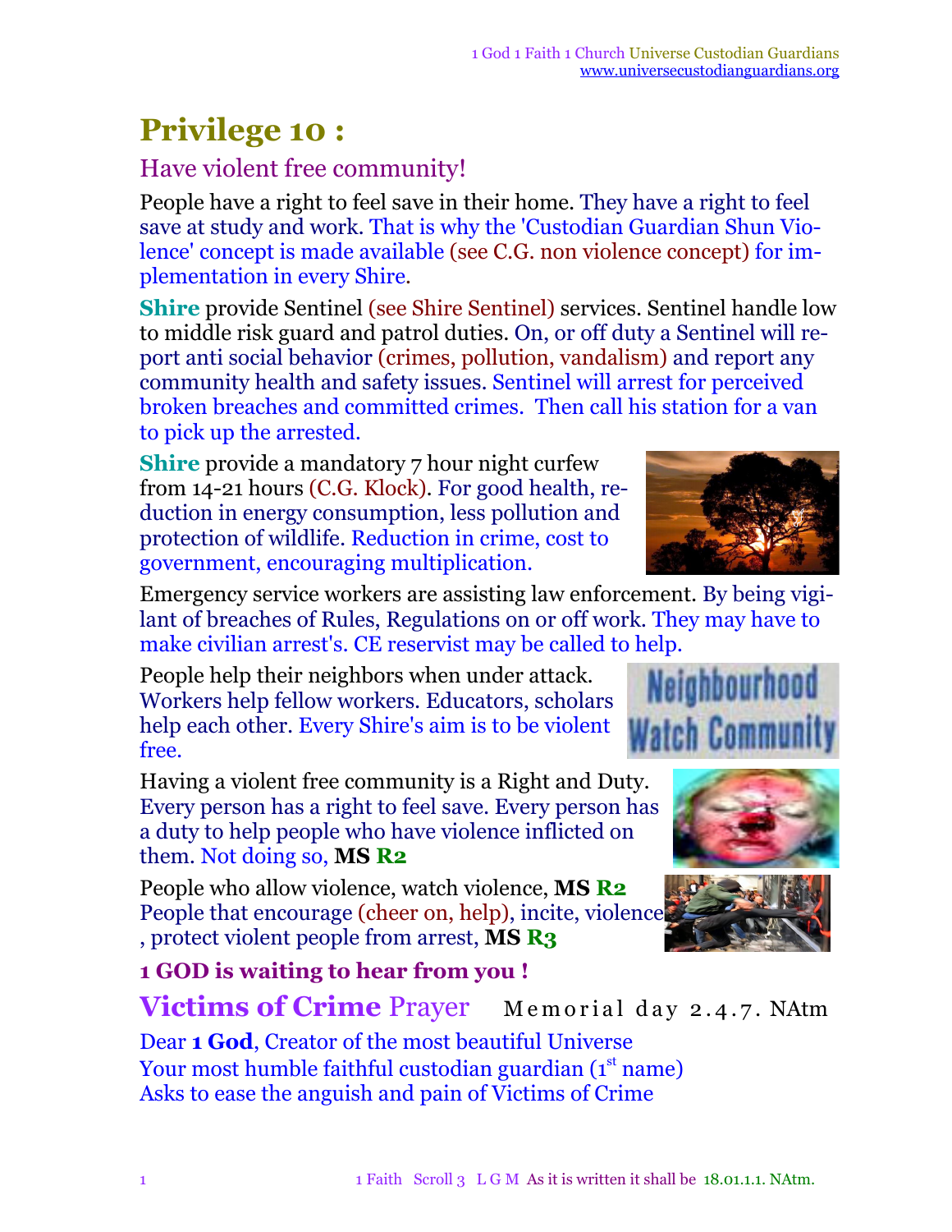# Privilege 10 :

## Have violent free community!

People have a right to feel save in their home. They have a right to feel save at study and work. That is why the 'Custodian Guardian Shun Violence' concept is made available (see C.G. non violence concept) for implementation in every Shire.

**Shire** provide Sentinel (see Shire Sentinel) services. Sentinel handle low to middle risk guard and patrol duties. On, or off duty a Sentinel will report anti social behavior (crimes, pollution, vandalism) and report any community health and safety issues. Sentinel will arrest for perceived broken breaches and committed crimes. Then call his station for a van to pick up the arrested.

**Shire** provide a mandatory 7 hour night curfew from 14-21 hours (C.G. Klock). For good health, reduction in energy consumption, less pollution and protection of wildlife. Reduction in crime, cost to government, encouraging multiplication.

Emergency service workers are assisting law enforcement. By being vigilant of breaches of Rules, Regulations on or off work. They may have to make civilian arrest's. CE reservist may be called to help.

People help their neighbors when under attack. Workers help fellow workers. Educators, scholars help each other. Every Shire's aim is to be violent free.

Having a violent free community is a Right and Duty. Every person has a right to feel save. Every person has a duty to help people who have violence inflicted on them. Not doing so, **MS R2**

People who allow violence, watch violence, **MS R2**
People that encourage (cheer on, help), incite, violence , protect violent people from arrest, **MS R3**

**1 GOD is waiting to hear from you !**

## **Victims of Crime** Prayer  Memorial day 2.4.7. NAtm

Dear **1 God**, Creator of the most beautiful Universe
Your most humble faithful custodian guardian (1st name)
Asks to ease the anguish and pain of Victims of Crime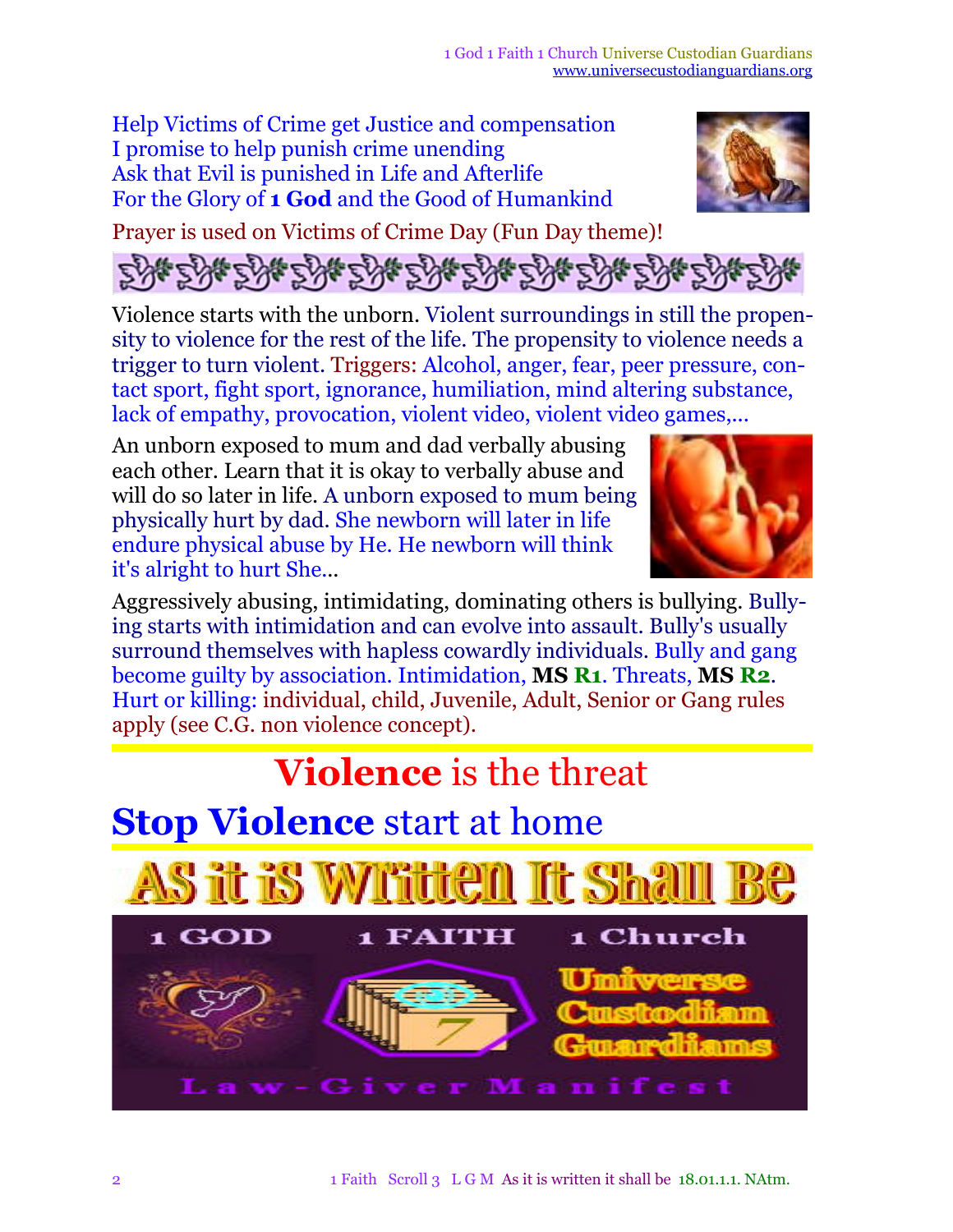Help Victims of Crime get Justice and compensation
I promise to help punish crime unending
Ask that Evil is punished in Life and Afterlife
For the Glory of **1 God** and the Good of Humankind

Prayer is used on Victims of Crime Day (Fun Day theme)!

Violence starts with the unborn. Violent surroundings in still the propensity to violence for the rest of the life. The propensity to violence needs a trigger to turn violent. Triggers: Alcohol, anger, fear, peer pressure, contact sport, fight sport, ignorance, humiliation, mind altering substance, lack of empathy, provocation, violent video, violent video games,...

An unborn exposed to mum and dad verbally abusing each other. Learn that it is okay to verbally abuse and will do so later in life. A unborn exposed to mum being physically hurt by dad. She newborn will later in life endure physical abuse by He. He newborn will think it's alright to hurt She...

Aggressively abusing, intimidating, dominating others is bullying. Bullying starts with intimidation and can evolve into assault. Bully's usually surround themselves with hapless cowardly individuals. Bully and gang become guilty by association. Intimidation, **MS R1**. Threats, **MS R2**. Hurt or killing: individual, child, Juvenile, Adult, Senior or Gang rules apply (see C.G. non violence concept).

# **Violence** is the threat

# **Stop Violence** start at home

AS it iS Written It Shall Be

1 GOD 1 FAITH 1 Church

Universe Custodian Guardians

Law-Giver Manifest

1 Faith Scroll 3 L G M As it is written it shall be 18.01.1.1. NAtm.